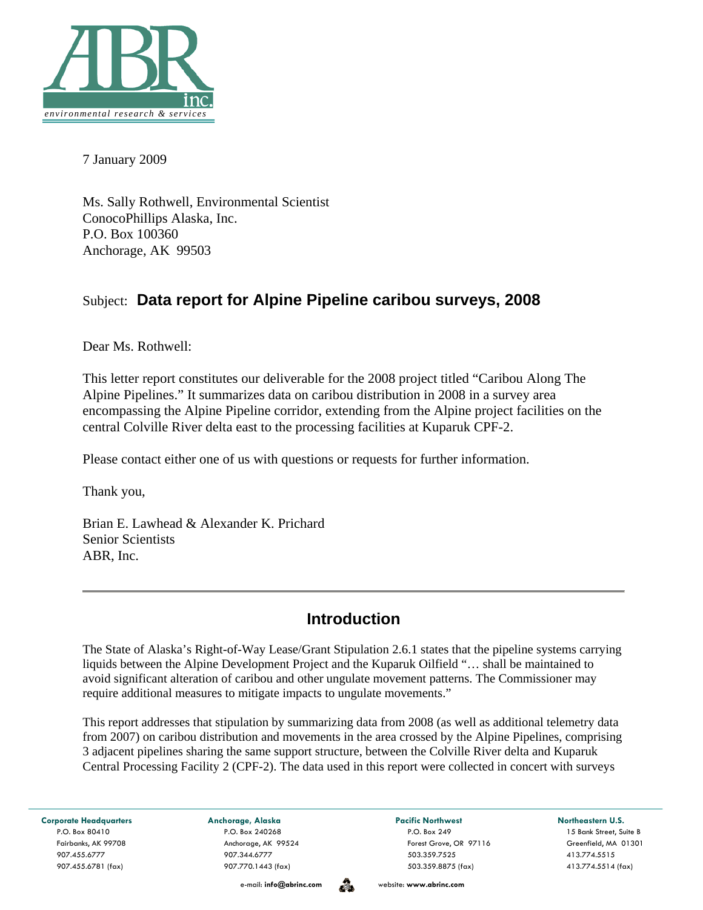ABR inc.
*environmental research & services*

7 January 2009

Ms. Sally Rothwell, Environmental Scientist
ConocoPhillips Alaska, Inc.
P.O. Box 100360
Anchorage, AK 99503

Subject: **Data report for Alpine Pipeline caribou surveys, 2008**

Dear Ms. Rothwell:

This letter report constitutes our deliverable for the 2008 project titled "Caribou Along The Alpine Pipelines." It summarizes data on caribou distribution in 2008 in a survey area encompassing the Alpine Pipeline corridor, extending from the Alpine project facilities on the central Colville River delta east to the processing facilities at Kuparuk CPF-2.

Please contact either one of us with questions or requests for further information.

Thank you,

Brian E. Lawhead & Alexander K. Prichard
Senior Scientists
ABR, Inc.

---

## Introduction

The State of Alaska's Right-of-Way Lease/Grant Stipulation 2.6.1 states that the pipeline systems carrying liquids between the Alpine Development Project and the Kuparuk Oilfield "… shall be maintained to avoid significant alteration of caribou and other ungulate movement patterns. The Commissioner may require additional measures to mitigate impacts to ungulate movements."

This report addresses that stipulation by summarizing data from 2008 (as well as additional telemetry data from 2007) on caribou distribution and movements in the area crossed by the Alpine Pipelines, comprising 3 adjacent pipelines sharing the same support structure, between the Colville River delta and Kuparuk Central Processing Facility 2 (CPF-2). The data used in this report were collected in concert with surveys

**Corporate Headquarters**
P.O. Box 80410
Fairbanks, AK 99708
907.455.6777
907.455.6781 (fax)

**Anchorage, Alaska**
P.O. Box 240268
Anchorage, AK 99524
907.344.6777
907.770.1443 (fax)

**Pacific Northwest**
P.O. Box 249
Forest Grove, OR 97116
503.359.7525
503.359.8875 (fax)

**Northeastern U.S.**
15 Bank Street, Suite B
Greenfield, MA 01301
413.774.5515
413.774.5514 (fax)

e-mail: **info@abrinc.com** website: **www.abrinc.com**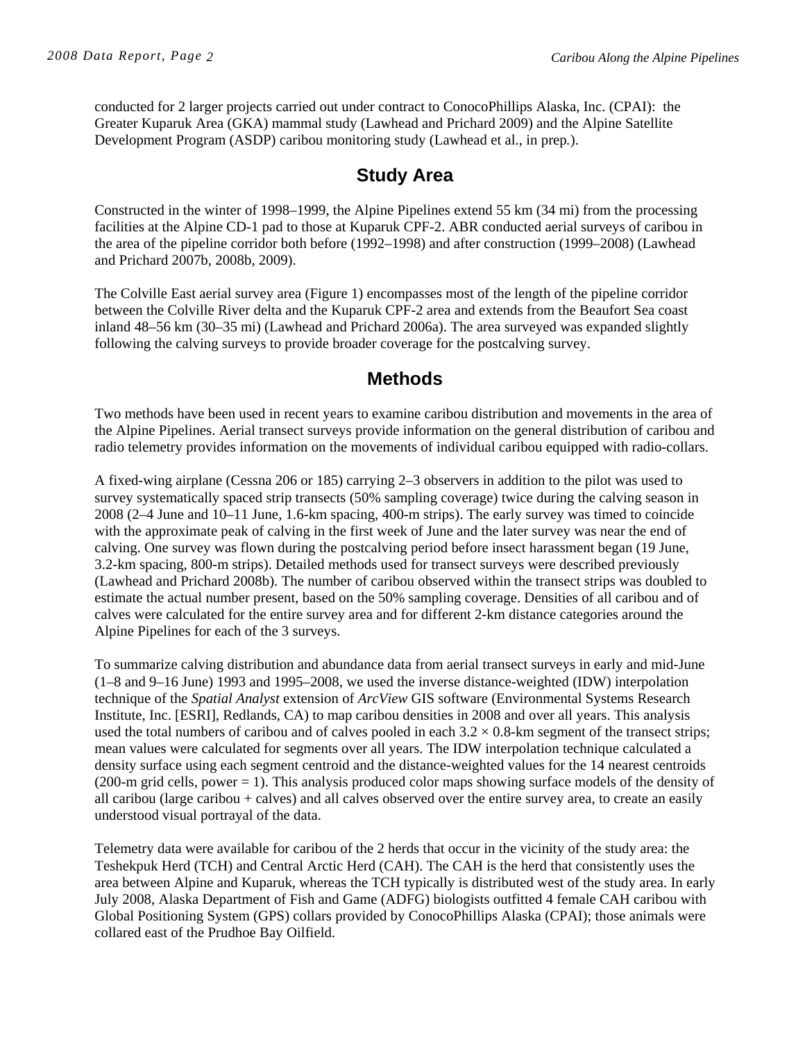conducted for 2 larger projects carried out under contract to ConocoPhillips Alaska, Inc. (CPAI): the Greater Kuparuk Area (GKA) mammal study (Lawhead and Prichard 2009) and the Alpine Satellite Development Program (ASDP) caribou monitoring study (Lawhead et al., in prep.).

## Study Area

Constructed in the winter of 1998–1999, the Alpine Pipelines extend 55 km (34 mi) from the processing facilities at the Alpine CD-1 pad to those at Kuparuk CPF-2. ABR conducted aerial surveys of caribou in the area of the pipeline corridor both before (1992–1998) and after construction (1999–2008) (Lawhead and Prichard 2007b, 2008b, 2009).

The Colville East aerial survey area (Figure 1) encompasses most of the length of the pipeline corridor between the Colville River delta and the Kuparuk CPF-2 area and extends from the Beaufort Sea coast inland 48–56 km (30–35 mi) (Lawhead and Prichard 2006a). The area surveyed was expanded slightly following the calving surveys to provide broader coverage for the postcalving survey.

## Methods

Two methods have been used in recent years to examine caribou distribution and movements in the area of the Alpine Pipelines. Aerial transect surveys provide information on the general distribution of caribou and radio telemetry provides information on the movements of individual caribou equipped with radio-collars.

A fixed-wing airplane (Cessna 206 or 185) carrying 2–3 observers in addition to the pilot was used to survey systematically spaced strip transects (50% sampling coverage) twice during the calving season in 2008 (2–4 June and 10–11 June, 1.6-km spacing, 400-m strips). The early survey was timed to coincide with the approximate peak of calving in the first week of June and the later survey was near the end of calving. One survey was flown during the postcalving period before insect harassment began (19 June, 3.2-km spacing, 800-m strips). Detailed methods used for transect surveys were described previously (Lawhead and Prichard 2008b). The number of caribou observed within the transect strips was doubled to estimate the actual number present, based on the 50% sampling coverage. Densities of all caribou and of calves were calculated for the entire survey area and for different 2-km distance categories around the Alpine Pipelines for each of the 3 surveys.

To summarize calving distribution and abundance data from aerial transect surveys in early and mid-June (1–8 and 9–16 June) 1993 and 1995–2008, we used the inverse distance-weighted (IDW) interpolation technique of the *Spatial Analyst* extension of *ArcView* GIS software (Environmental Systems Research Institute, Inc. [ESRI], Redlands, CA) to map caribou densities in 2008 and over all years. This analysis used the total numbers of caribou and of calves pooled in each 3.2 × 0.8-km segment of the transect strips; mean values were calculated for segments over all years. The IDW interpolation technique calculated a density surface using each segment centroid and the distance-weighted values for the 14 nearest centroids (200-m grid cells, power = 1). This analysis produced color maps showing surface models of the density of all caribou (large caribou + calves) and all calves observed over the entire survey area, to create an easily understood visual portrayal of the data.

Telemetry data were available for caribou of the 2 herds that occur in the vicinity of the study area: the Teshekpuk Herd (TCH) and Central Arctic Herd (CAH). The CAH is the herd that consistently uses the area between Alpine and Kuparuk, whereas the TCH typically is distributed west of the study area. In early July 2008, Alaska Department of Fish and Game (ADFG) biologists outfitted 4 female CAH caribou with Global Positioning System (GPS) collars provided by ConocoPhillips Alaska (CPAI); those animals were collared east of the Prudhoe Bay Oilfield.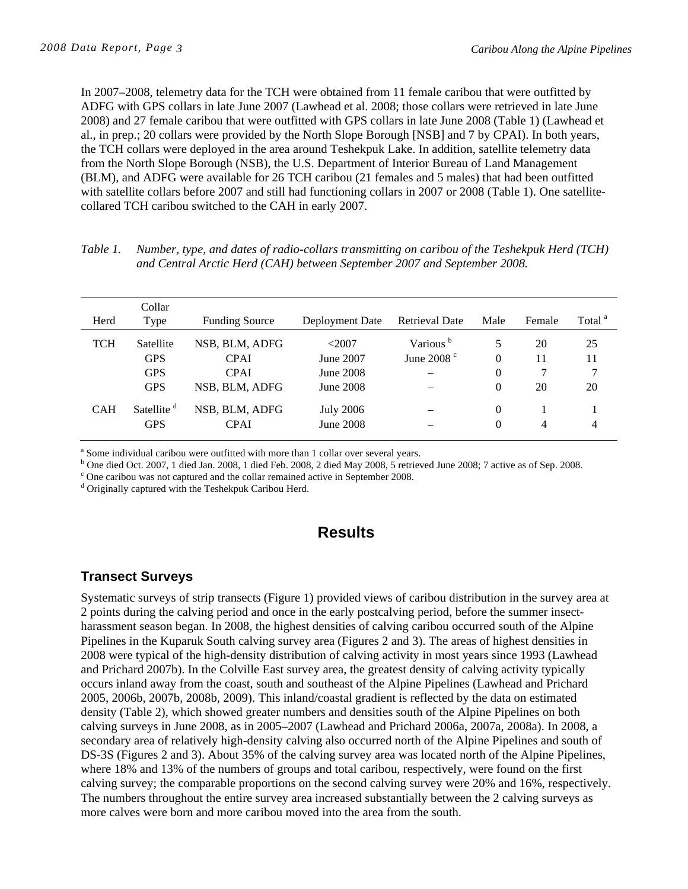In 2007–2008, telemetry data for the TCH were obtained from 11 female caribou that were outfitted by ADFG with GPS collars in late June 2007 (Lawhead et al. 2008; those collars were retrieved in late June 2008) and 27 female caribou that were outfitted with GPS collars in late June 2008 (Table 1) (Lawhead et al., in prep.; 20 collars were provided by the North Slope Borough [NSB] and 7 by CPAI). In both years, the TCH collars were deployed in the area around Teshekpuk Lake. In addition, satellite telemetry data from the North Slope Borough (NSB), the U.S. Department of Interior Bureau of Land Management (BLM), and ADFG were available for 26 TCH caribou (21 females and 5 males) that had been outfitted with satellite collars before 2007 and still had functioning collars in 2007 or 2008 (Table 1). One satellite-collared TCH caribou switched to the CAH in early 2007.

*Table 1. Number, type, and dates of radio-collars transmitting on caribou of the Teshekpuk Herd (TCH) and Central Arctic Herd (CAH) between September 2007 and September 2008.*

| Herd | Collar Type | Funding Source | Deployment Date | Retrieval Date | Male | Female | Total [a] |
|---|---|---|---|---|---|---|---|
| TCH | Satellite | NSB, BLM, ADFG | <2007 | Various [b] | 5 | 20 | 25 |
| | GPS | CPAI | June 2007 | June 2008 [c] | 0 | 11 | 11 |
| | GPS | CPAI | June 2008 | – | 0 | 7 | 7 |
| | GPS | NSB, BLM, ADFG | June 2008 | – | 0 | 20 | 20 |
| CAH | Satellite [d] | NSB, BLM, ADFG | July 2006 | – | 0 | 1 | 1 |
| | GPS | CPAI | June 2008 | – | 0 | 4 | 4 |

[a] Some individual caribou were outfitted with more than 1 collar over several years.
[b] One died Oct. 2007, 1 died Jan. 2008, 1 died Feb. 2008, 2 died May 2008, 5 retrieved June 2008; 7 active as of Sep. 2008.
[c] One caribou was not captured and the collar remained active in September 2008.
[d] Originally captured with the Teshekpuk Caribou Herd.

# Results

## Transect Surveys

Systematic surveys of strip transects (Figure 1) provided views of caribou distribution in the survey area at 2 points during the calving period and once in the early postcalving period, before the summer insect-harassment season began. In 2008, the highest densities of calving caribou occurred south of the Alpine Pipelines in the Kuparuk South calving survey area (Figures 2 and 3). The areas of highest densities in 2008 were typical of the high-density distribution of calving activity in most years since 1993 (Lawhead and Prichard 2007b). In the Colville East survey area, the greatest density of calving activity typically occurs inland away from the coast, south and southeast of the Alpine Pipelines (Lawhead and Prichard 2005, 2006b, 2007b, 2008b, 2009). This inland/coastal gradient is reflected by the data on estimated density (Table 2), which showed greater numbers and densities south of the Alpine Pipelines on both calving surveys in June 2008, as in 2005–2007 (Lawhead and Prichard 2006a, 2007a, 2008a). In 2008, a secondary area of relatively high-density calving also occurred north of the Alpine Pipelines and south of DS-3S (Figures 2 and 3). About 35% of the calving survey area was located north of the Alpine Pipelines, where 18% and 13% of the numbers of groups and total caribou, respectively, were found on the first calving survey; the comparable proportions on the second calving survey were 20% and 16%, respectively. The numbers throughout the entire survey area increased substantially between the 2 calving surveys as more calves were born and more caribou moved into the area from the south.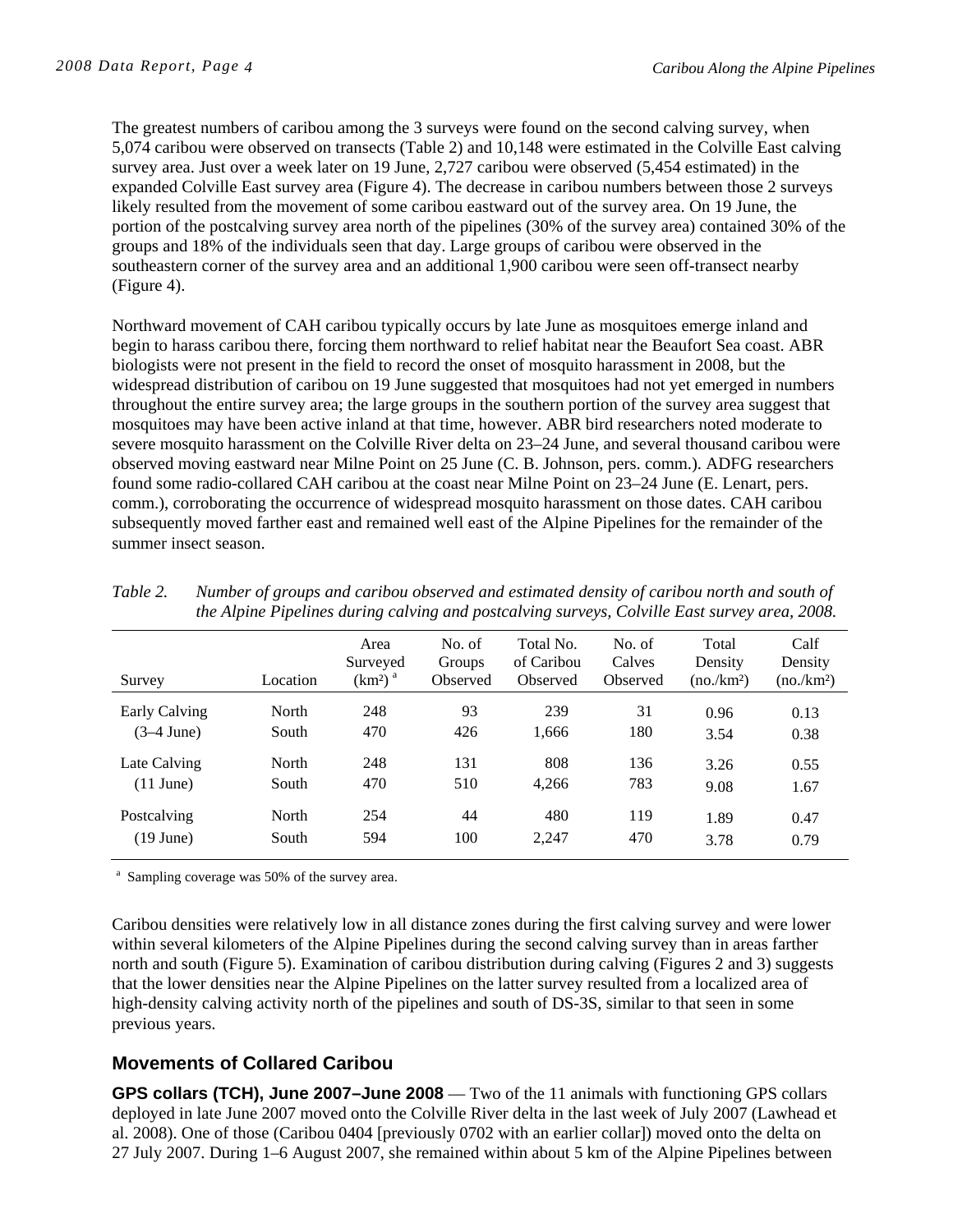The greatest numbers of caribou among the 3 surveys were found on the second calving survey, when 5,074 caribou were observed on transects (Table 2) and 10,148 were estimated in the Colville East calving survey area. Just over a week later on 19 June, 2,727 caribou were observed (5,454 estimated) in the expanded Colville East survey area (Figure 4). The decrease in caribou numbers between those 2 surveys likely resulted from the movement of some caribou eastward out of the survey area. On 19 June, the portion of the postcalving survey area north of the pipelines (30% of the survey area) contained 30% of the groups and 18% of the individuals seen that day. Large groups of caribou were observed in the southeastern corner of the survey area and an additional 1,900 caribou were seen off-transect nearby (Figure 4).

Northward movement of CAH caribou typically occurs by late June as mosquitoes emerge inland and begin to harass caribou there, forcing them northward to relief habitat near the Beaufort Sea coast. ABR biologists were not present in the field to record the onset of mosquito harassment in 2008, but the widespread distribution of caribou on 19 June suggested that mosquitoes had not yet emerged in numbers throughout the entire survey area; the large groups in the southern portion of the survey area suggest that mosquitoes may have been active inland at that time, however. ABR bird researchers noted moderate to severe mosquito harassment on the Colville River delta on 23–24 June, and several thousand caribou were observed moving eastward near Milne Point on 25 June (C. B. Johnson, pers. comm.). ADFG researchers found some radio-collared CAH caribou at the coast near Milne Point on 23–24 June (E. Lenart, pers. comm.), corroborating the occurrence of widespread mosquito harassment on those dates. CAH caribou subsequently moved farther east and remained well east of the Alpine Pipelines for the remainder of the summer insect season.

*Table 2. Number of groups and caribou observed and estimated density of caribou north and south of the Alpine Pipelines during calving and postcalving surveys, Colville East survey area, 2008.*

| Survey | Location | Area Surveyed (km²) [a] | No. of Groups Observed | Total No. of Caribou Observed | No. of Calves Observed | Total Density (no./km²) | Calf Density (no./km²) |
|---|---|---|---|---|---|---|---|
| Early Calving | North | 248 | 93 | 239 | 31 | 0.96 | 0.13 |
| (3–4 June) | South | 470 | 426 | 1,666 | 180 | 3.54 | 0.38 |
| Late Calving | North | 248 | 131 | 808 | 136 | 3.26 | 0.55 |
| (11 June) | South | 470 | 510 | 4,266 | 783 | 9.08 | 1.67 |
| Postcalving | North | 254 | 44 | 480 | 119 | 1.89 | 0.47 |
| (19 June) | South | 594 | 100 | 2,247 | 470 | 3.78 | 0.79 |

[a] Sampling coverage was 50% of the survey area.

Caribou densities were relatively low in all distance zones during the first calving survey and were lower within several kilometers of the Alpine Pipelines during the second calving survey than in areas farther north and south (Figure 5). Examination of caribou distribution during calving (Figures 2 and 3) suggests that the lower densities near the Alpine Pipelines on the latter survey resulted from a localized area of high-density calving activity north of the pipelines and south of DS-3S, similar to that seen in some previous years.

## Movements of Collared Caribou

**GPS collars (TCH), June 2007–June 2008** — Two of the 11 animals with functioning GPS collars deployed in late June 2007 moved onto the Colville River delta in the last week of July 2007 (Lawhead et al. 2008). One of those (Caribou 0404 [previously 0702 with an earlier collar]) moved onto the delta on 27 July 2007. During 1–6 August 2007, she remained within about 5 km of the Alpine Pipelines between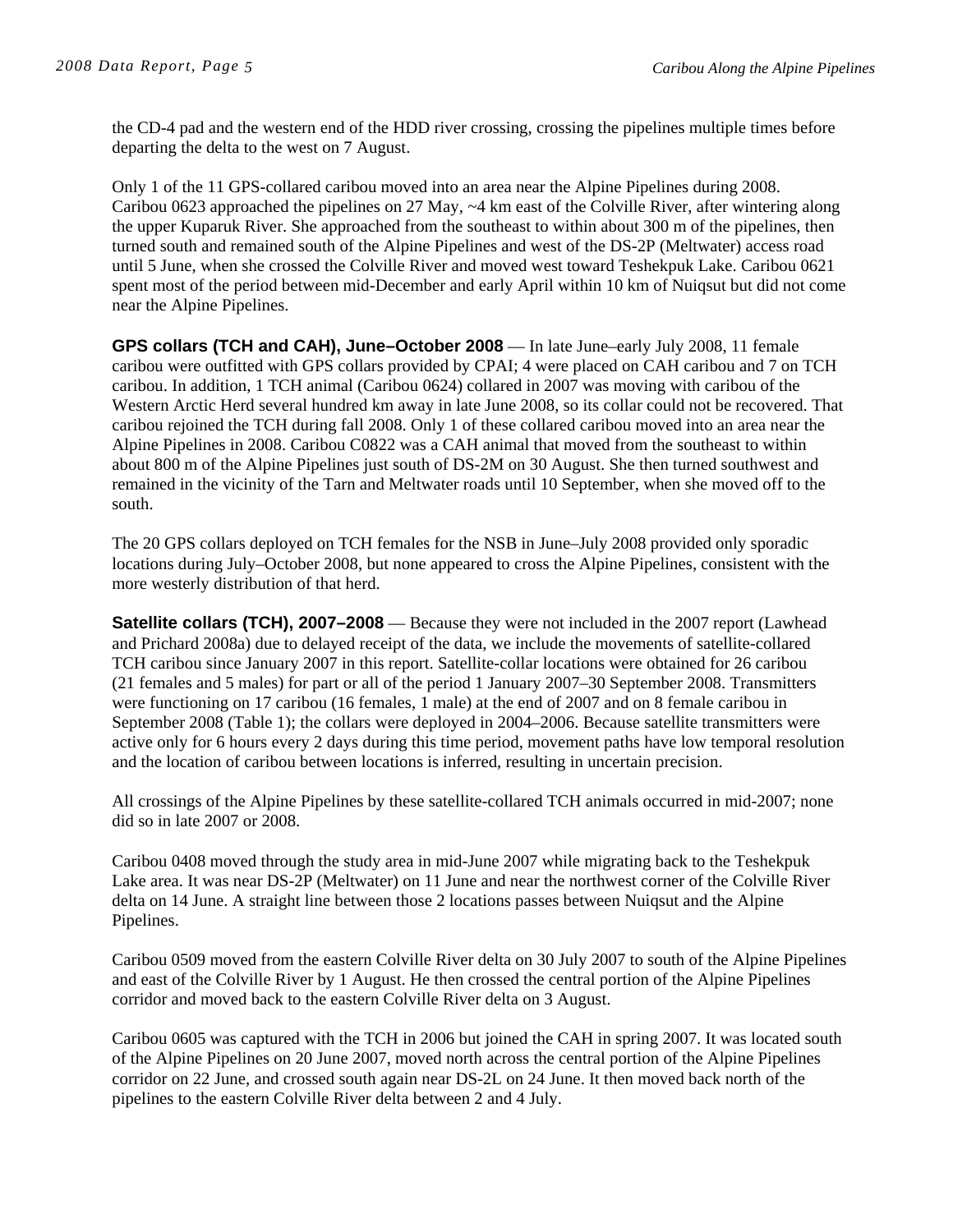the CD-4 pad and the western end of the HDD river crossing, crossing the pipelines multiple times before departing the delta to the west on 7 August.

Only 1 of the 11 GPS-collared caribou moved into an area near the Alpine Pipelines during 2008. Caribou 0623 approached the pipelines on 27 May, ~4 km east of the Colville River, after wintering along the upper Kuparuk River. She approached from the southeast to within about 300 m of the pipelines, then turned south and remained south of the Alpine Pipelines and west of the DS-2P (Meltwater) access road until 5 June, when she crossed the Colville River and moved west toward Teshekpuk Lake. Caribou 0621 spent most of the period between mid-December and early April within 10 km of Nuiqsut but did not come near the Alpine Pipelines.

**GPS collars (TCH and CAH), June–October 2008** — In late June–early July 2008, 11 female caribou were outfitted with GPS collars provided by CPAI; 4 were placed on CAH caribou and 7 on TCH caribou. In addition, 1 TCH animal (Caribou 0624) collared in 2007 was moving with caribou of the Western Arctic Herd several hundred km away in late June 2008, so its collar could not be recovered. That caribou rejoined the TCH during fall 2008. Only 1 of these collared caribou moved into an area near the Alpine Pipelines in 2008. Caribou C0822 was a CAH animal that moved from the southeast to within about 800 m of the Alpine Pipelines just south of DS-2M on 30 August. She then turned southwest and remained in the vicinity of the Tarn and Meltwater roads until 10 September, when she moved off to the south.

The 20 GPS collars deployed on TCH females for the NSB in June–July 2008 provided only sporadic locations during July–October 2008, but none appeared to cross the Alpine Pipelines, consistent with the more westerly distribution of that herd.

**Satellite collars (TCH), 2007–2008** — Because they were not included in the 2007 report (Lawhead and Prichard 2008a) due to delayed receipt of the data, we include the movements of satellite-collared TCH caribou since January 2007 in this report. Satellite-collar locations were obtained for 26 caribou (21 females and 5 males) for part or all of the period 1 January 2007–30 September 2008. Transmitters were functioning on 17 caribou (16 females, 1 male) at the end of 2007 and on 8 female caribou in September 2008 (Table 1); the collars were deployed in 2004–2006. Because satellite transmitters were active only for 6 hours every 2 days during this time period, movement paths have low temporal resolution and the location of caribou between locations is inferred, resulting in uncertain precision.

All crossings of the Alpine Pipelines by these satellite-collared TCH animals occurred in mid-2007; none did so in late 2007 or 2008.

Caribou 0408 moved through the study area in mid-June 2007 while migrating back to the Teshekpuk Lake area. It was near DS-2P (Meltwater) on 11 June and near the northwest corner of the Colville River delta on 14 June. A straight line between those 2 locations passes between Nuiqsut and the Alpine Pipelines.

Caribou 0509 moved from the eastern Colville River delta on 30 July 2007 to south of the Alpine Pipelines and east of the Colville River by 1 August. He then crossed the central portion of the Alpine Pipelines corridor and moved back to the eastern Colville River delta on 3 August.

Caribou 0605 was captured with the TCH in 2006 but joined the CAH in spring 2007. It was located south of the Alpine Pipelines on 20 June 2007, moved north across the central portion of the Alpine Pipelines corridor on 22 June, and crossed south again near DS-2L on 24 June. It then moved back north of the pipelines to the eastern Colville River delta between 2 and 4 July.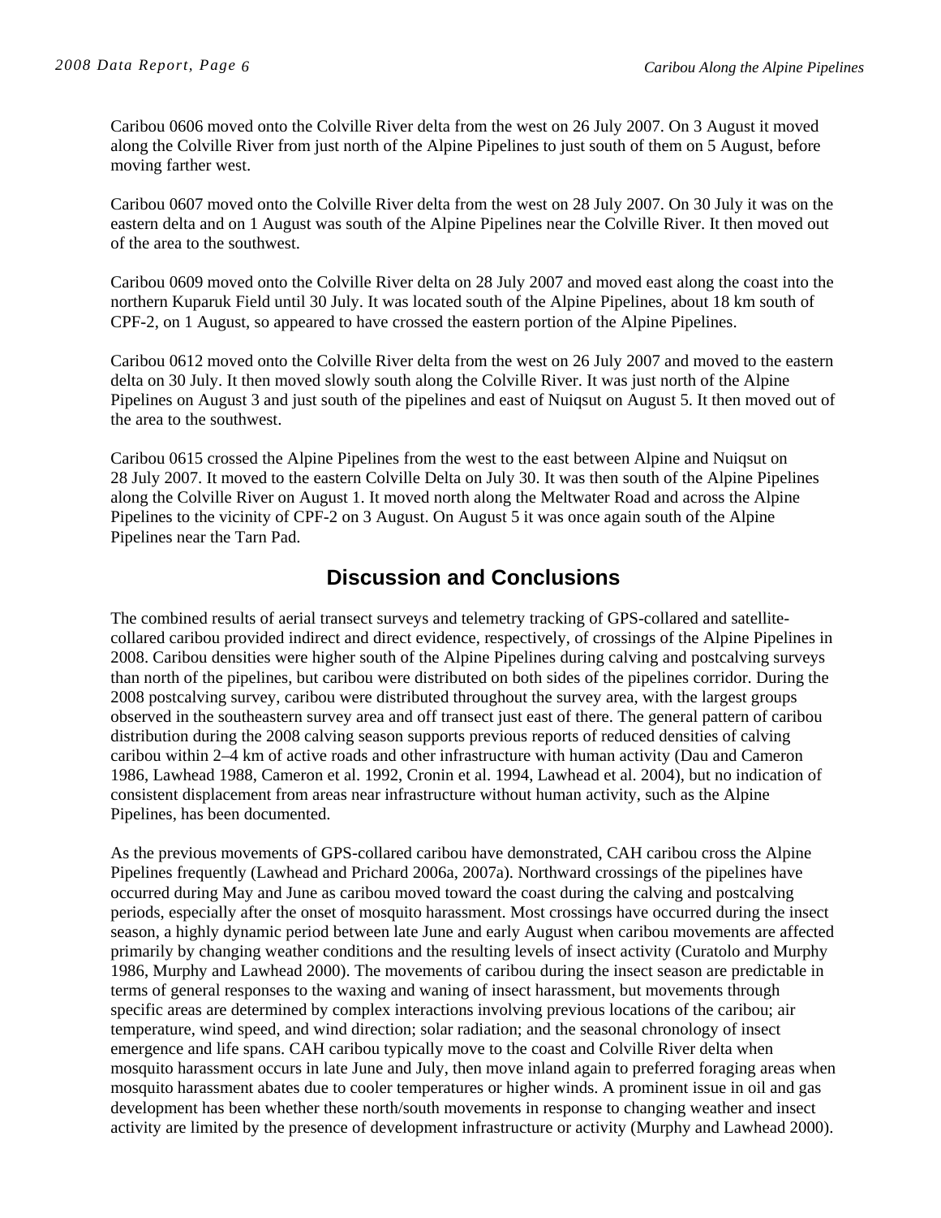Caribou 0606 moved onto the Colville River delta from the west on 26 July 2007. On 3 August it moved along the Colville River from just north of the Alpine Pipelines to just south of them on 5 August, before moving farther west.

Caribou 0607 moved onto the Colville River delta from the west on 28 July 2007. On 30 July it was on the eastern delta and on 1 August was south of the Alpine Pipelines near the Colville River. It then moved out of the area to the southwest.

Caribou 0609 moved onto the Colville River delta on 28 July 2007 and moved east along the coast into the northern Kuparuk Field until 30 July. It was located south of the Alpine Pipelines, about 18 km south of CPF-2, on 1 August, so appeared to have crossed the eastern portion of the Alpine Pipelines.

Caribou 0612 moved onto the Colville River delta from the west on 26 July 2007 and moved to the eastern delta on 30 July. It then moved slowly south along the Colville River. It was just north of the Alpine Pipelines on August 3 and just south of the pipelines and east of Nuiqsut on August 5. It then moved out of the area to the southwest.

Caribou 0615 crossed the Alpine Pipelines from the west to the east between Alpine and Nuiqsut on 28 July 2007. It moved to the eastern Colville Delta on July 30. It was then south of the Alpine Pipelines along the Colville River on August 1. It moved north along the Meltwater Road and across the Alpine Pipelines to the vicinity of CPF-2 on 3 August. On August 5 it was once again south of the Alpine Pipelines near the Tarn Pad.

## Discussion and Conclusions

The combined results of aerial transect surveys and telemetry tracking of GPS-collared and satellite-collared caribou provided indirect and direct evidence, respectively, of crossings of the Alpine Pipelines in 2008. Caribou densities were higher south of the Alpine Pipelines during calving and postcalving surveys than north of the pipelines, but caribou were distributed on both sides of the pipelines corridor. During the 2008 postcalving survey, caribou were distributed throughout the survey area, with the largest groups observed in the southeastern survey area and off transect just east of there. The general pattern of caribou distribution during the 2008 calving season supports previous reports of reduced densities of calving caribou within 2–4 km of active roads and other infrastructure with human activity (Dau and Cameron 1986, Lawhead 1988, Cameron et al. 1992, Cronin et al. 1994, Lawhead et al. 2004), but no indication of consistent displacement from areas near infrastructure without human activity, such as the Alpine Pipelines, has been documented.

As the previous movements of GPS-collared caribou have demonstrated, CAH caribou cross the Alpine Pipelines frequently (Lawhead and Prichard 2006a, 2007a). Northward crossings of the pipelines have occurred during May and June as caribou moved toward the coast during the calving and postcalving periods, especially after the onset of mosquito harassment. Most crossings have occurred during the insect season, a highly dynamic period between late June and early August when caribou movements are affected primarily by changing weather conditions and the resulting levels of insect activity (Curatolo and Murphy 1986, Murphy and Lawhead 2000). The movements of caribou during the insect season are predictable in terms of general responses to the waxing and waning of insect harassment, but movements through specific areas are determined by complex interactions involving previous locations of the caribou; air temperature, wind speed, and wind direction; solar radiation; and the seasonal chronology of insect emergence and life spans. CAH caribou typically move to the coast and Colville River delta when mosquito harassment occurs in late June and July, then move inland again to preferred foraging areas when mosquito harassment abates due to cooler temperatures or higher winds. A prominent issue in oil and gas development has been whether these north/south movements in response to changing weather and insect activity are limited by the presence of development infrastructure or activity (Murphy and Lawhead 2000).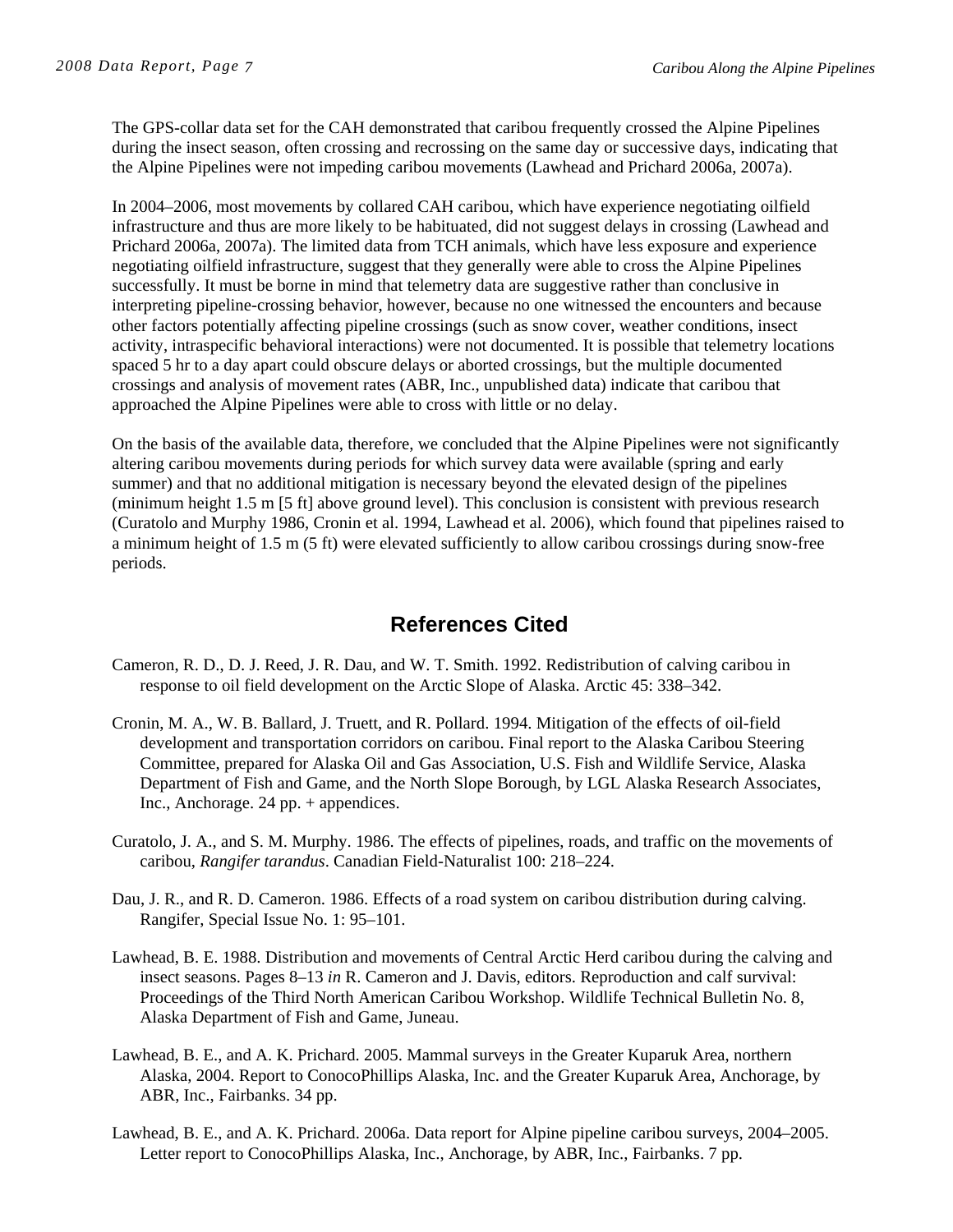The GPS-collar data set for the CAH demonstrated that caribou frequently crossed the Alpine Pipelines during the insect season, often crossing and recrossing on the same day or successive days, indicating that the Alpine Pipelines were not impeding caribou movements (Lawhead and Prichard 2006a, 2007a).

In 2004–2006, most movements by collared CAH caribou, which have experience negotiating oilfield infrastructure and thus are more likely to be habituated, did not suggest delays in crossing (Lawhead and Prichard 2006a, 2007a). The limited data from TCH animals, which have less exposure and experience negotiating oilfield infrastructure, suggest that they generally were able to cross the Alpine Pipelines successfully. It must be borne in mind that telemetry data are suggestive rather than conclusive in interpreting pipeline-crossing behavior, however, because no one witnessed the encounters and because other factors potentially affecting pipeline crossings (such as snow cover, weather conditions, insect activity, intraspecific behavioral interactions) were not documented. It is possible that telemetry locations spaced 5 hr to a day apart could obscure delays or aborted crossings, but the multiple documented crossings and analysis of movement rates (ABR, Inc., unpublished data) indicate that caribou that approached the Alpine Pipelines were able to cross with little or no delay.

On the basis of the available data, therefore, we concluded that the Alpine Pipelines were not significantly altering caribou movements during periods for which survey data were available (spring and early summer) and that no additional mitigation is necessary beyond the elevated design of the pipelines (minimum height 1.5 m [5 ft] above ground level). This conclusion is consistent with previous research (Curatolo and Murphy 1986, Cronin et al. 1994, Lawhead et al. 2006), which found that pipelines raised to a minimum height of 1.5 m (5 ft) were elevated sufficiently to allow caribou crossings during snow-free periods.

## References Cited

Cameron, R. D., D. J. Reed, J. R. Dau, and W. T. Smith. 1992. Redistribution of calving caribou in response to oil field development on the Arctic Slope of Alaska. Arctic 45: 338–342.

Cronin, M. A., W. B. Ballard, J. Truett, and R. Pollard. 1994. Mitigation of the effects of oil-field development and transportation corridors on caribou. Final report to the Alaska Caribou Steering Committee, prepared for Alaska Oil and Gas Association, U.S. Fish and Wildlife Service, Alaska Department of Fish and Game, and the North Slope Borough, by LGL Alaska Research Associates, Inc., Anchorage. 24 pp. + appendices.

Curatolo, J. A., and S. M. Murphy. 1986. The effects of pipelines, roads, and traffic on the movements of caribou, *Rangifer tarandus*. Canadian Field-Naturalist 100: 218–224.

Dau, J. R., and R. D. Cameron. 1986. Effects of a road system on caribou distribution during calving. Rangifer, Special Issue No. 1: 95–101.

Lawhead, B. E. 1988. Distribution and movements of Central Arctic Herd caribou during the calving and insect seasons. Pages 8–13 *in* R. Cameron and J. Davis, editors. Reproduction and calf survival: Proceedings of the Third North American Caribou Workshop. Wildlife Technical Bulletin No. 8, Alaska Department of Fish and Game, Juneau.

Lawhead, B. E., and A. K. Prichard. 2005. Mammal surveys in the Greater Kuparuk Area, northern Alaska, 2004. Report to ConocoPhillips Alaska, Inc. and the Greater Kuparuk Area, Anchorage, by ABR, Inc., Fairbanks. 34 pp.

Lawhead, B. E., and A. K. Prichard. 2006a. Data report for Alpine pipeline caribou surveys, 2004–2005. Letter report to ConocoPhillips Alaska, Inc., Anchorage, by ABR, Inc., Fairbanks. 7 pp.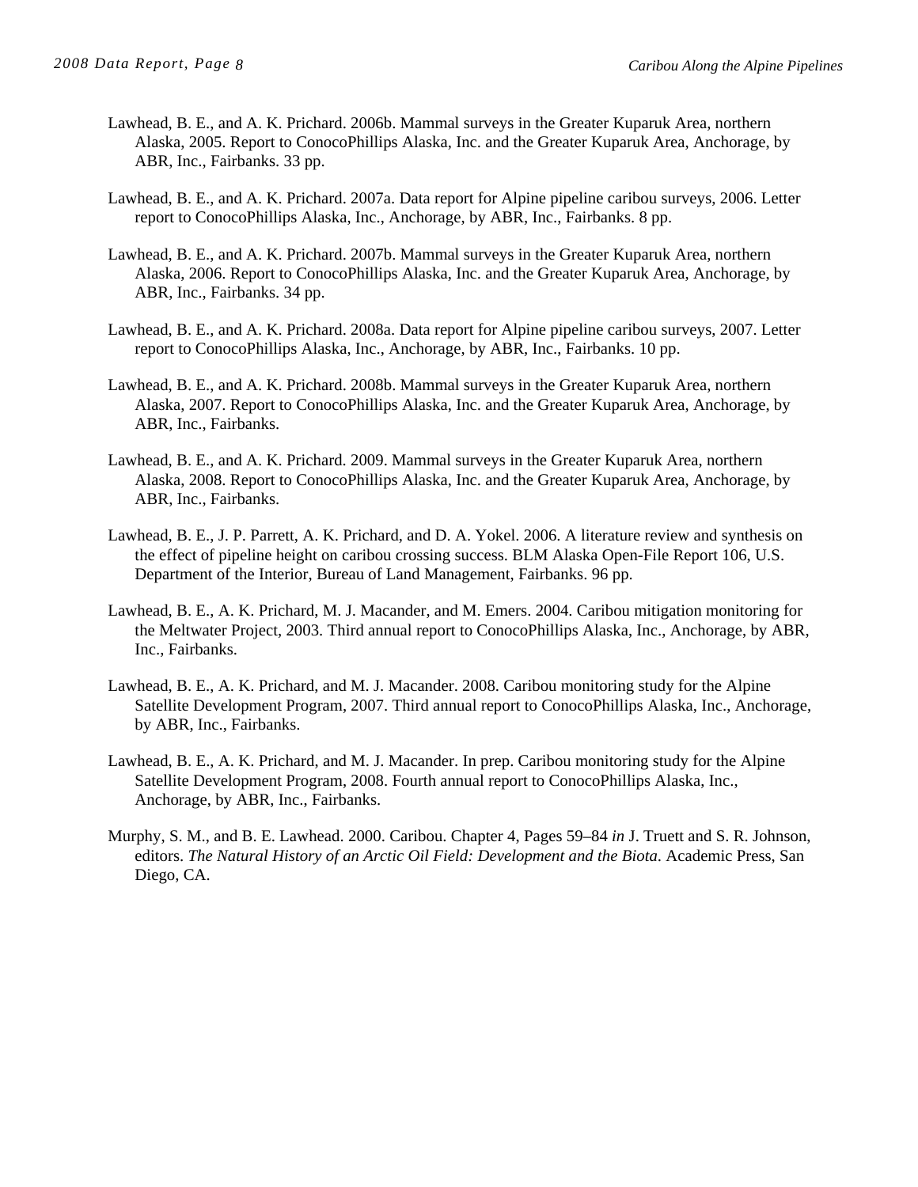Lawhead, B. E., and A. K. Prichard. 2006b. Mammal surveys in the Greater Kuparuk Area, northern Alaska, 2005. Report to ConocoPhillips Alaska, Inc. and the Greater Kuparuk Area, Anchorage, by ABR, Inc., Fairbanks. 33 pp.

Lawhead, B. E., and A. K. Prichard. 2007a. Data report for Alpine pipeline caribou surveys, 2006. Letter report to ConocoPhillips Alaska, Inc., Anchorage, by ABR, Inc., Fairbanks. 8 pp.

Lawhead, B. E., and A. K. Prichard. 2007b. Mammal surveys in the Greater Kuparuk Area, northern Alaska, 2006. Report to ConocoPhillips Alaska, Inc. and the Greater Kuparuk Area, Anchorage, by ABR, Inc., Fairbanks. 34 pp.

Lawhead, B. E., and A. K. Prichard. 2008a. Data report for Alpine pipeline caribou surveys, 2007. Letter report to ConocoPhillips Alaska, Inc., Anchorage, by ABR, Inc., Fairbanks. 10 pp.

Lawhead, B. E., and A. K. Prichard. 2008b. Mammal surveys in the Greater Kuparuk Area, northern Alaska, 2007. Report to ConocoPhillips Alaska, Inc. and the Greater Kuparuk Area, Anchorage, by ABR, Inc., Fairbanks.

Lawhead, B. E., and A. K. Prichard. 2009. Mammal surveys in the Greater Kuparuk Area, northern Alaska, 2008. Report to ConocoPhillips Alaska, Inc. and the Greater Kuparuk Area, Anchorage, by ABR, Inc., Fairbanks.

Lawhead, B. E., J. P. Parrett, A. K. Prichard, and D. A. Yokel. 2006. A literature review and synthesis on the effect of pipeline height on caribou crossing success. BLM Alaska Open-File Report 106, U.S. Department of the Interior, Bureau of Land Management, Fairbanks. 96 pp.

Lawhead, B. E., A. K. Prichard, M. J. Macander, and M. Emers. 2004. Caribou mitigation monitoring for the Meltwater Project, 2003. Third annual report to ConocoPhillips Alaska, Inc., Anchorage, by ABR, Inc., Fairbanks.

Lawhead, B. E., A. K. Prichard, and M. J. Macander. 2008. Caribou monitoring study for the Alpine Satellite Development Program, 2007. Third annual report to ConocoPhillips Alaska, Inc., Anchorage, by ABR, Inc., Fairbanks.

Lawhead, B. E., A. K. Prichard, and M. J. Macander. In prep. Caribou monitoring study for the Alpine Satellite Development Program, 2008. Fourth annual report to ConocoPhillips Alaska, Inc., Anchorage, by ABR, Inc., Fairbanks.

Murphy, S. M., and B. E. Lawhead. 2000. Caribou. Chapter 4, Pages 59–84 *in* J. Truett and S. R. Johnson, editors. *The Natural History of an Arctic Oil Field: Development and the Biota*. Academic Press, San Diego, CA.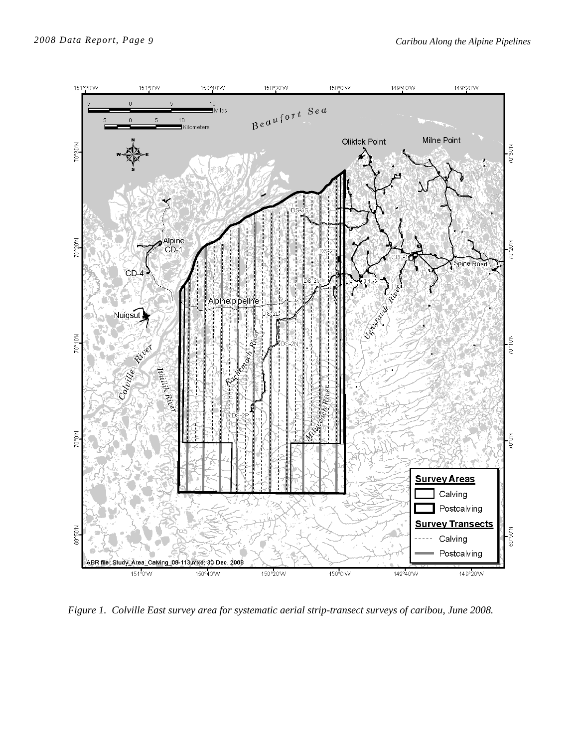*Figure 1. Colville East survey area for systematic aerial strip-transect surveys of caribou, June 2008.*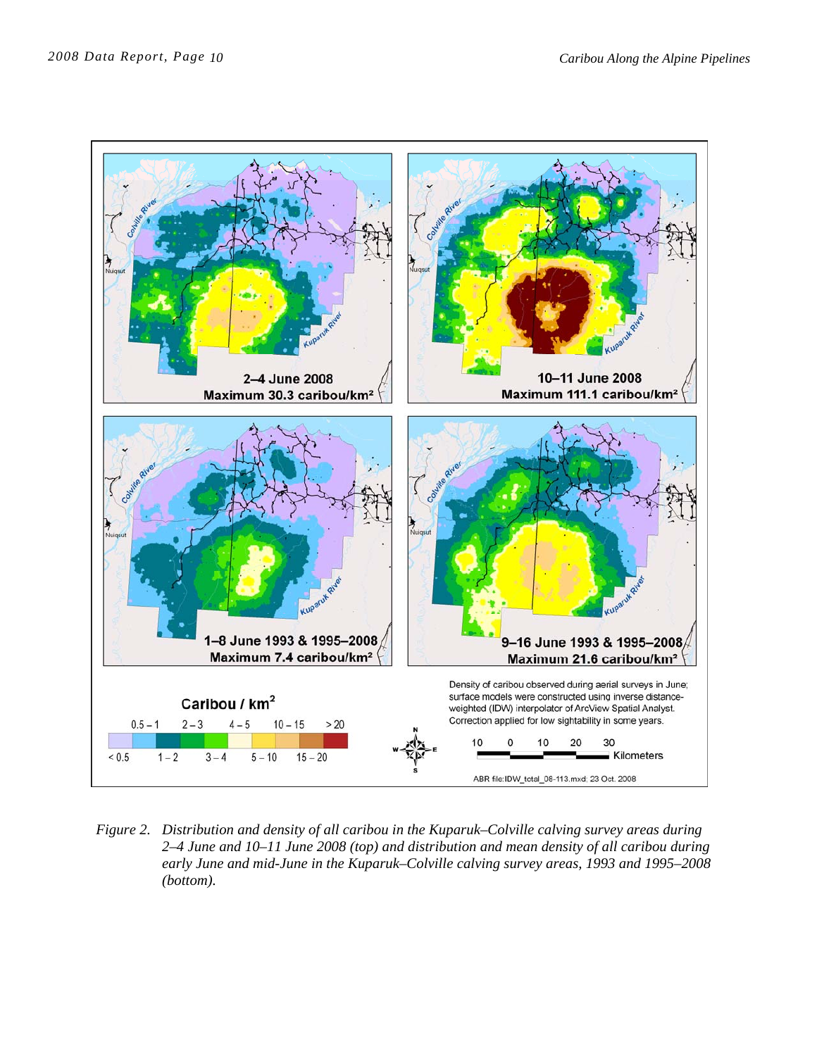Figure 2. Distribution and density of all caribou in the Kuparuk–Colville calving survey areas during 2–4 June and 10–11 June 2008 (top) and distribution and mean density of all caribou during early June and mid-June in the Kuparuk–Colville calving survey areas, 1993 and 1995–2008 (bottom).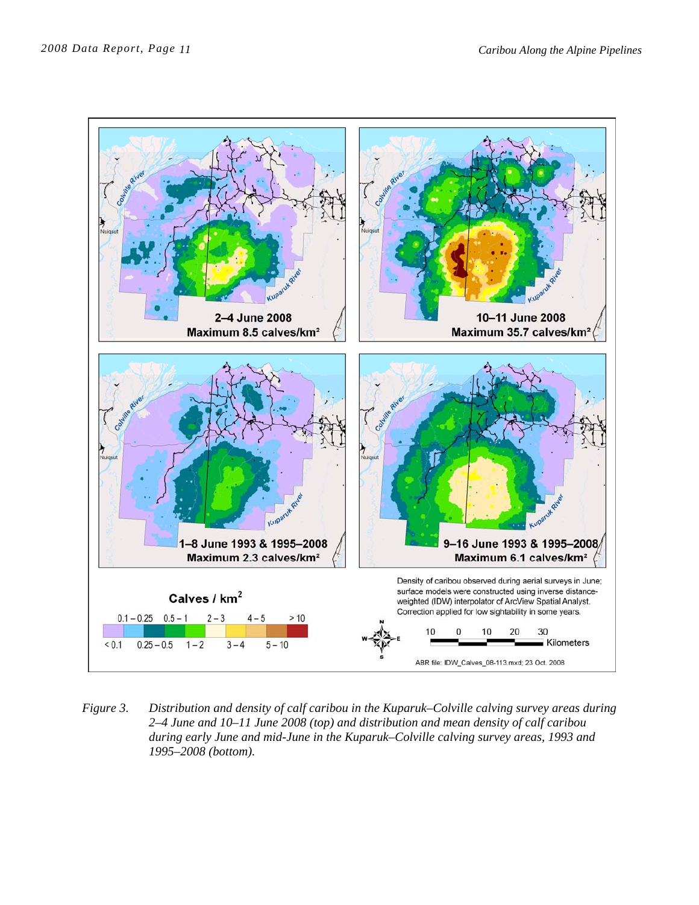Figure 3. Distribution and density of calf caribou in the Kuparuk–Colville calving survey areas during 2–4 June and 10–11 June 2008 (top) and distribution and mean density of calf caribou during early June and mid-June in the Kuparuk–Colville calving survey areas, 1993 and 1995–2008 (bottom).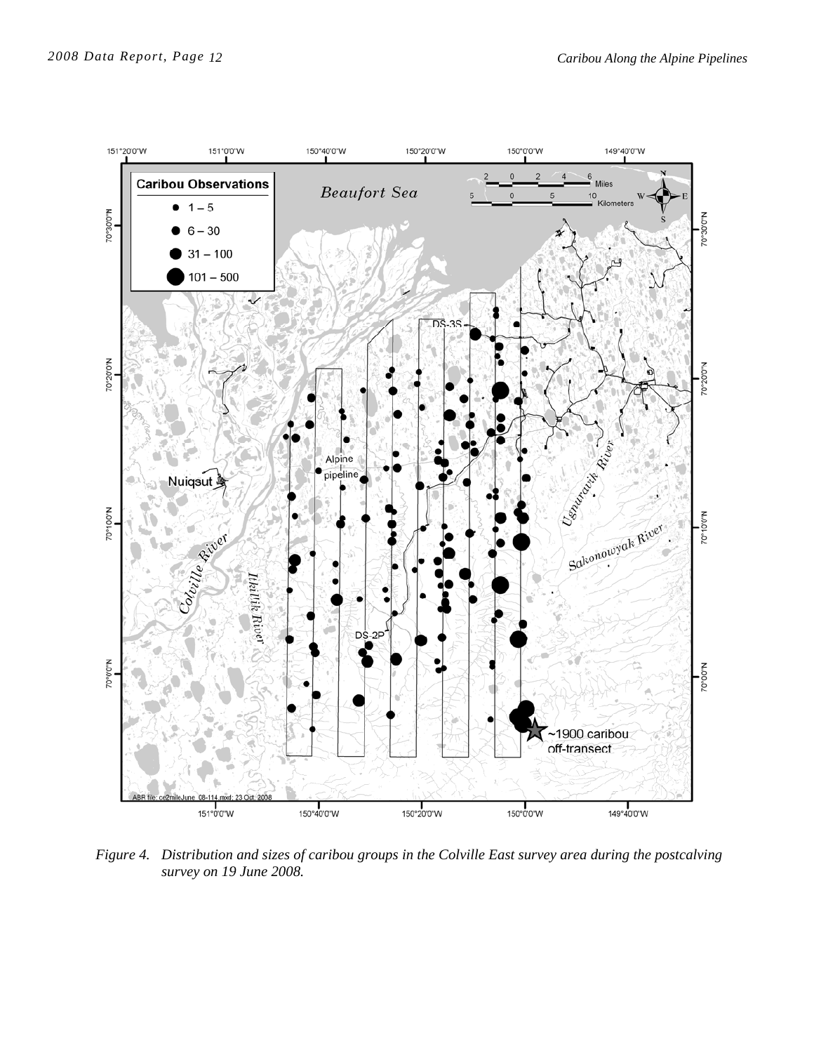*Figure 4. Distribution and sizes of caribou groups in the Colville East survey area during the postcalving survey on 19 June 2008.*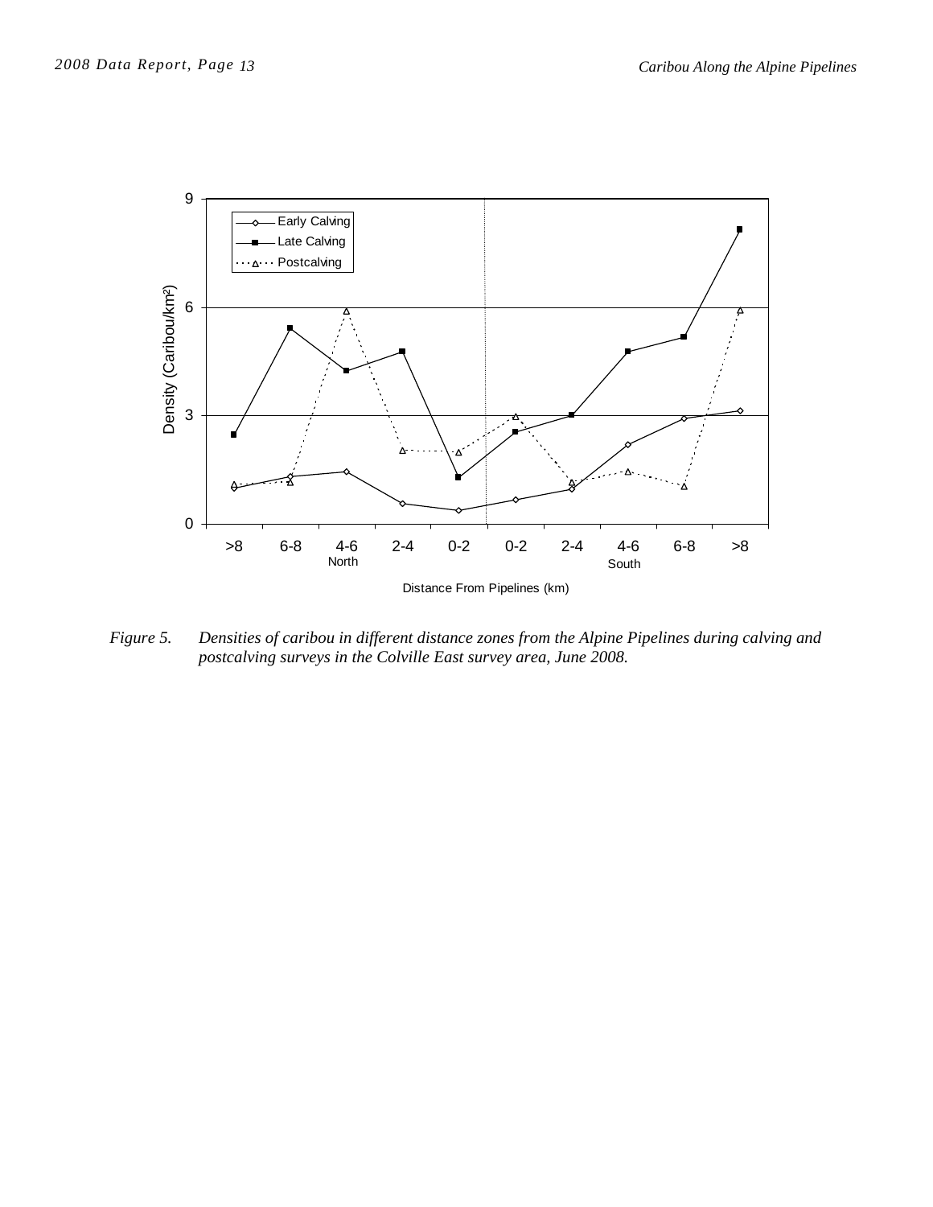9

6

3

0

Density (Caribou/km²)

Early Calving

Late Calving

Postcalving

>8 6-8 4-6 2-4 0-2 0-2 2-4 4-6 6-8 >8

North

South

Distance From Pipelines (km)

*Figure 5. Densities of caribou in different distance zones from the Alpine Pipelines during calving and postcalving surveys in the Colville East survey area, June 2008.*